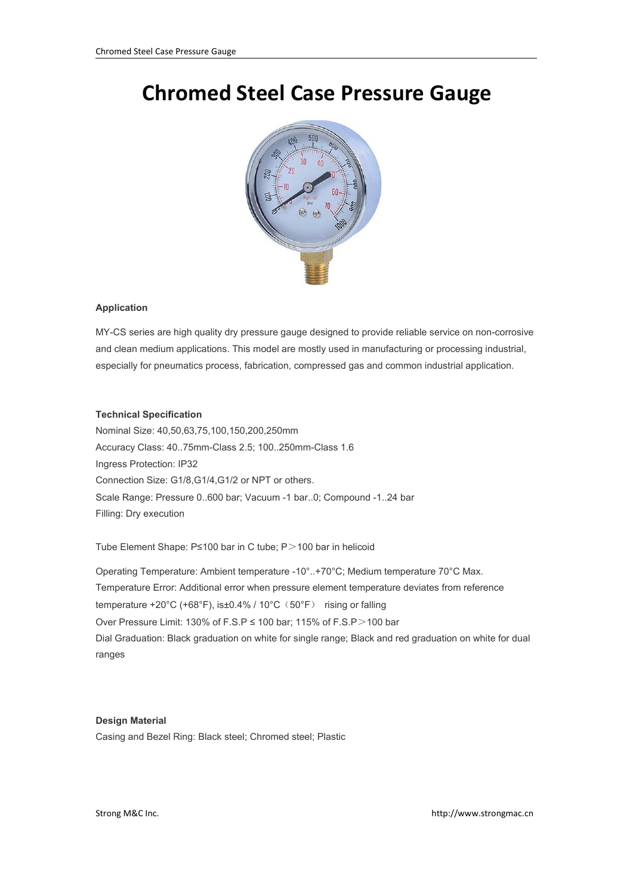# Chromed Steel Case Pressure Gauge

**Application**

MY-CS series are high quality dry pressure gauge designed to provide reliable service on non-corrosive and clean medium applications. This model are mostly used in manufacturing or processing industrial, especially for pneumatics process, fabrication, compressed gas and common industrial application.

**Technical Specification**

Nominal Size: 40,50,63,75,100,150,200,250mm
Accuracy Class: 40..75mm-Class 2.5; 100..250mm-Class 1.6
Ingress Protection: IP32
Connection Size: G1/8,G1/4,G1/2 or NPT or others.
Scale Range: Pressure 0..600 bar; Vacuum -1 bar..0; Compound -1..24 bar
Filling: Dry execution

Tube Element Shape: P≤100 bar in C tube; P＞100 bar in helicoid

Operating Temperature: Ambient temperature -10°..+70°C; Medium temperature 70°C Max.
Temperature Error: Additional error when pressure element temperature deviates from reference temperature +20°C (+68°F), is±0.4% / 10°C（50°F） rising or falling
Over Pressure Limit: 130% of F.S.P ≤ 100 bar; 115% of F.S.P＞100 bar
Dial Graduation: Black graduation on white for single range; Black and red graduation on white for dual ranges

**Design Material**

Casing and Bezel Ring: Black steel; Chromed steel; Plastic

Strong M&C Inc. http://www.strongmac.cn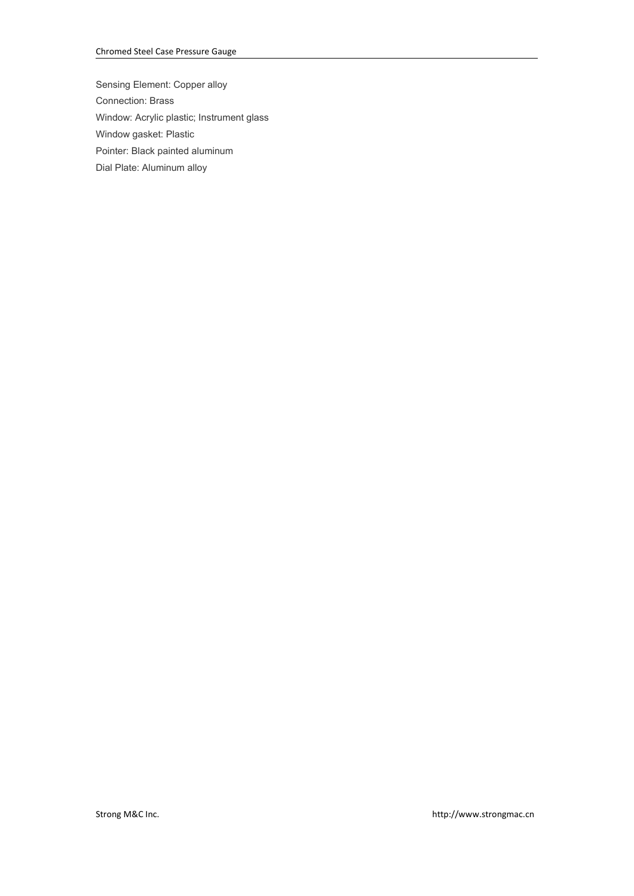Sensing Element: Copper alloy
Connection: Brass
Window: Acrylic plastic; Instrument glass
Window gasket: Plastic
Pointer: Black painted aluminum
Dial Plate: Aluminum alloy